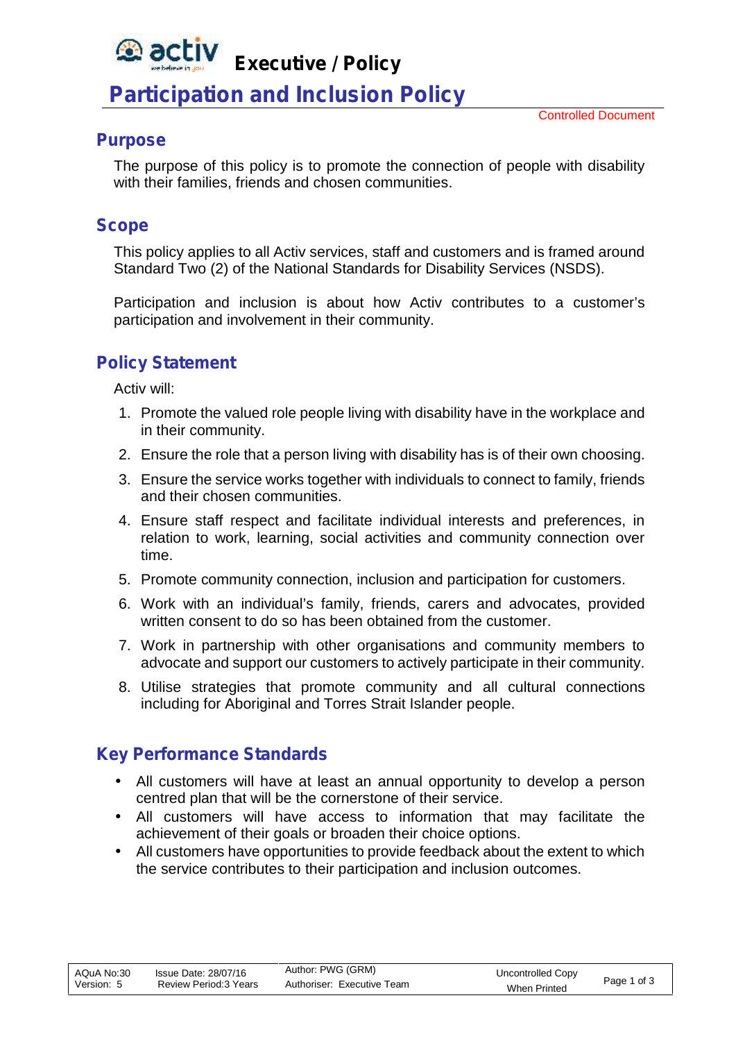# Executive / Policy

# Participation and Inclusion Policy

Controlled Document

## Purpose

The purpose of this policy is to promote the connection of people with disability with their families, friends and chosen communities.

## Scope

This policy applies to all Activ services, staff and customers and is framed around Standard Two (2) of the National Standards for Disability Services (NSDS).

Participation and inclusion is about how Activ contributes to a customer's participation and involvement in their community.

## Policy Statement

Activ will:

1. Promote the valued role people living with disability have in the workplace and in their community.
2. Ensure the role that a person living with disability has is of their own choosing.
3. Ensure the service works together with individuals to connect to family, friends and their chosen communities.
4. Ensure staff respect and facilitate individual interests and preferences, in relation to work, learning, social activities and community connection over time.
5. Promote community connection, inclusion and participation for customers.
6. Work with an individual's family, friends, carers and advocates, provided written consent to do so has been obtained from the customer.
7. Work in partnership with other organisations and community members to advocate and support our customers to actively participate in their community.
8. Utilise strategies that promote community and all cultural connections including for Aboriginal and Torres Strait Islander people.

## Key Performance Standards

- All customers will have at least an annual opportunity to develop a person centred plan that will be the cornerstone of their service.
- All customers will have access to information that may facilitate the achievement of their goals or broaden their choice options.
- All customers have opportunities to provide feedback about the extent to which the service contributes to their participation and inclusion outcomes.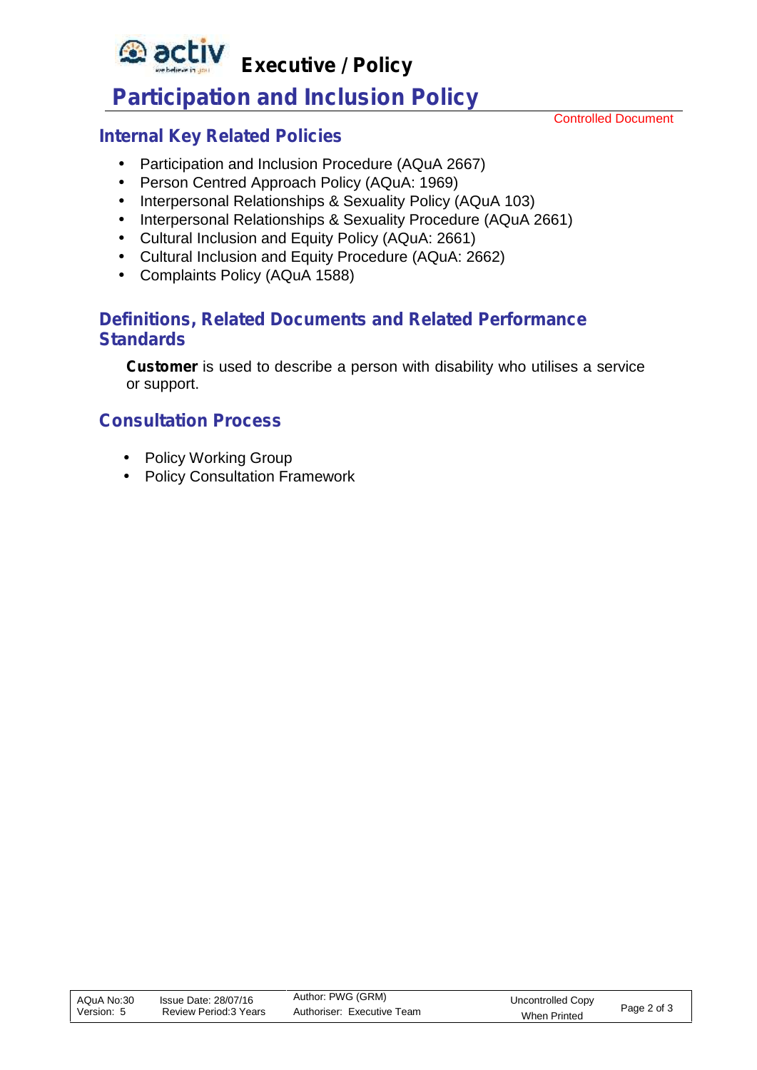## Internal Key Related Policies

- Participation and Inclusion Procedure (AQuA 2667)
- Person Centred Approach Policy (AQuA: 1969)
- Interpersonal Relationships & Sexuality Policy (AQuA 103)
- Interpersonal Relationships & Sexuality Procedure (AQuA 2661)
- Cultural Inclusion and Equity Policy (AQuA: 2661)
- Cultural Inclusion and Equity Procedure (AQuA: 2662)
- Complaints Policy (AQuA 1588)

## Definitions, Related Documents and Related Performance Standards

**Customer** is used to describe a person with disability who utilises a service or support.

## Consultation Process

- Policy Working Group
- Policy Consultation Framework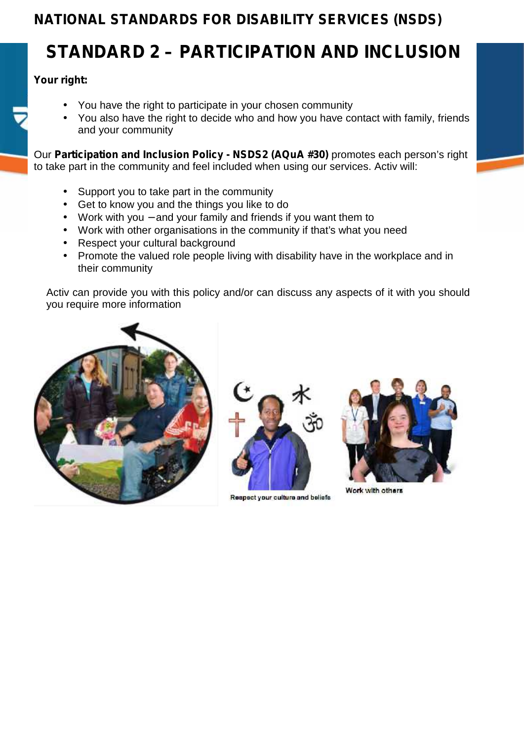NATIONAL STANDARDS FOR DISABILITY SERVICES (NSDS)

# STANDARD 2 – PARTICIPATION AND INCLUSION

**Your right:**

- You have the right to participate in your chosen community
- You also have the right to decide who and how you have contact with family, friends and your community

Our **Participation and Inclusion Policy - NSDS2 (AQuA #30)** promotes each person's right to take part in the community and feel included when using our services. Activ will:

- Support you to take part in the community
- Get to know you and the things you like to do
- Work with you – and your family and friends if you want them to
- Work with other organisations in the community if that's what you need
- Respect your cultural background
- Promote the valued role people living with disability have in the workplace and in their community

Activ can provide you with this policy and/or can discuss any aspects of it with you should you require more information

Respect your culture and beliefs

Work with others